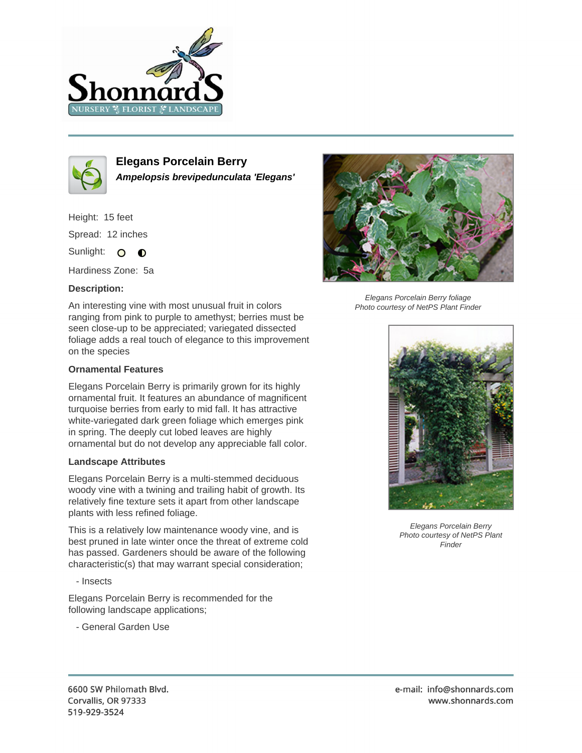# Elegans Porcelain Berry

***Ampelopsis brevipedunculata 'Elegans'***

Height: 15 feet

Spread: 12 inches

Sunlight:

Hardiness Zone: 5a

**Description:**

An interesting vine with most unusual fruit in colors ranging from pink to purple to amethyst; berries must be seen close-up to be appreciated; variegated dissected foliage adds a real touch of elegance to this improvement on the species

### Ornamental Features

Elegans Porcelain Berry is primarily grown for its highly ornamental fruit. It features an abundance of magnificent turquoise berries from early to mid fall. It has attractive white-variegated dark green foliage which emerges pink in spring. The deeply cut lobed leaves are highly ornamental but do not develop any appreciable fall color.

### Landscape Attributes

Elegans Porcelain Berry is a multi-stemmed deciduous woody vine with a twining and trailing habit of growth. Its relatively fine texture sets it apart from other landscape plants with less refined foliage.

This is a relatively low maintenance woody vine, and is best pruned in late winter once the threat of extreme cold has passed. Gardeners should be aware of the following characteristic(s) that may warrant special consideration;

- Insects

Elegans Porcelain Berry is recommended for the following landscape applications;

- General Garden Use

*Elegans Porcelain Berry foliage*
*Photo courtesy of NetPS Plant Finder*

*Elegans Porcelain Berry*
*Photo courtesy of NetPS Plant Finder*

6600 SW Philomath Blvd.
Corvallis, OR 97333
519-929-3524

e-mail: info@shonnards.com
www.shonnards.com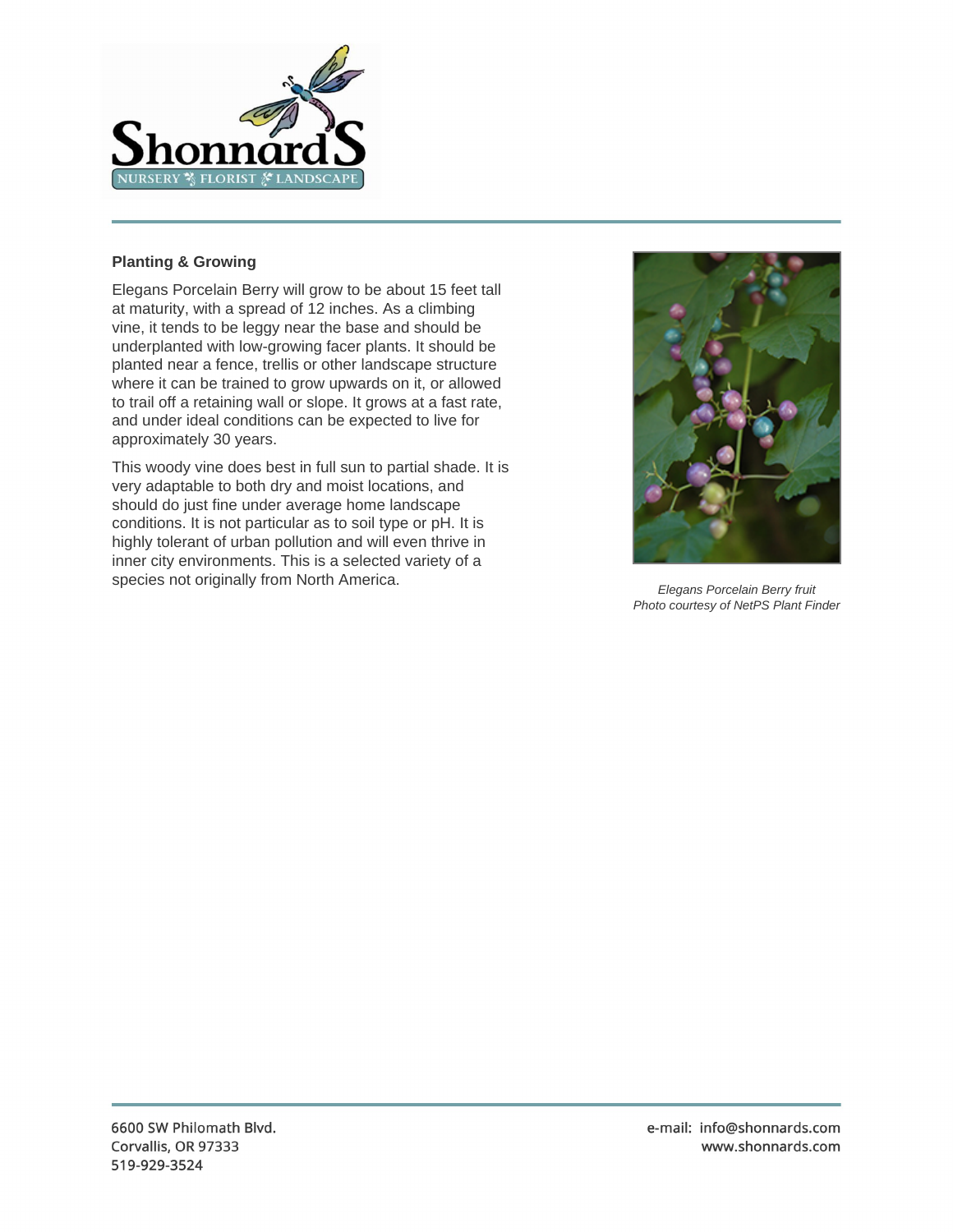### Planting & Growing

Elegans Porcelain Berry will grow to be about 15 feet tall at maturity, with a spread of 12 inches. As a climbing vine, it tends to be leggy near the base and should be underplanted with low-growing facer plants. It should be planted near a fence, trellis or other landscape structure where it can be trained to grow upwards on it, or allowed to trail off a retaining wall or slope. It grows at a fast rate, and under ideal conditions can be expected to live for approximately 30 years.

This woody vine does best in full sun to partial shade. It is very adaptable to both dry and moist locations, and should do just fine under average home landscape conditions. It is not particular as to soil type or pH. It is highly tolerant of urban pollution and will even thrive in inner city environments. This is a selected variety of a species not originally from North America.

*Elegans Porcelain Berry fruit*
*Photo courtesy of NetPS Plant Finder*

6600 SW Philomath Blvd.
Corvallis, OR 97333
519-929-3524

e-mail: info@shonnards.com
www.shonnards.com